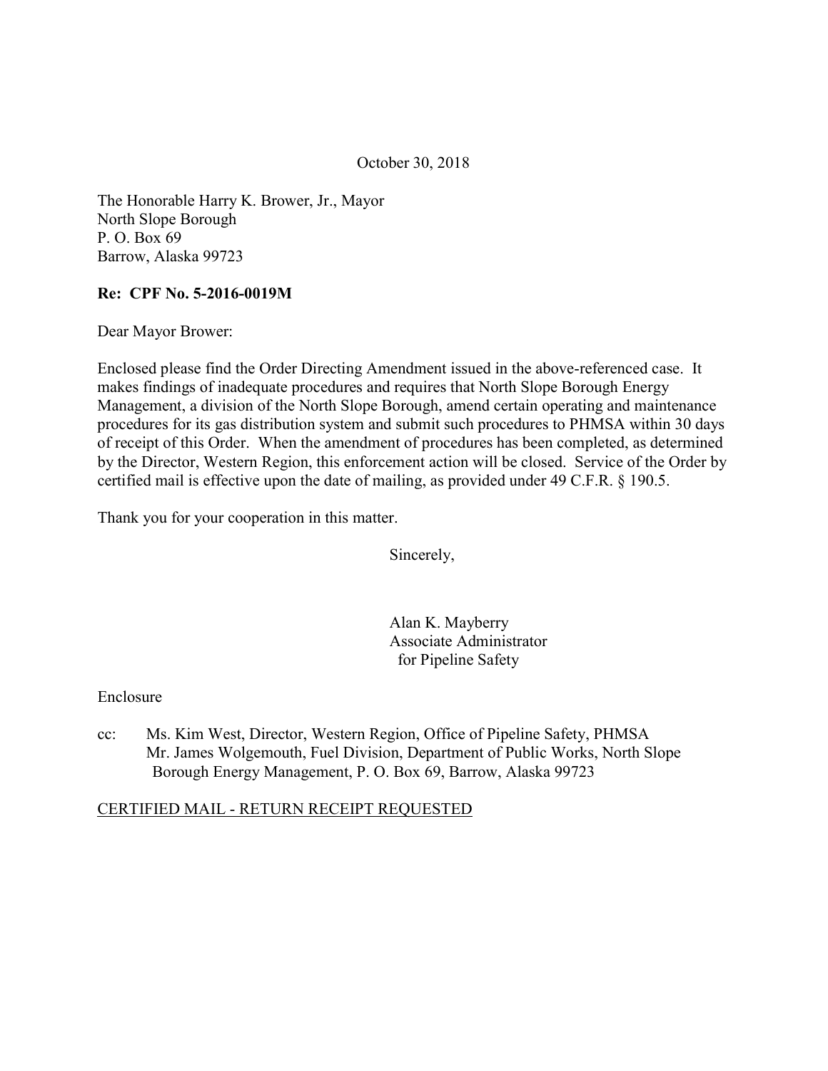October 30, 2018

The Honorable Harry K. Brower, Jr., Mayor
North Slope Borough
P. O. Box 69
Barrow, Alaska 99723

**Re: CPF No. 5-2016-0019M**

Dear Mayor Brower:

Enclosed please find the Order Directing Amendment issued in the above-referenced case. It makes findings of inadequate procedures and requires that North Slope Borough Energy Management, a division of the North Slope Borough, amend certain operating and maintenance procedures for its gas distribution system and submit such procedures to PHMSA within 30 days of receipt of this Order. When the amendment of procedures has been completed, as determined by the Director, Western Region, this enforcement action will be closed. Service of the Order by certified mail is effective upon the date of mailing, as provided under 49 C.F.R. § 190.5.

Thank you for your cooperation in this matter.

Sincerely,

Alan K. Mayberry
Associate Administrator
for Pipeline Safety

Enclosure

cc: Ms. Kim West, Director, Western Region, Office of Pipeline Safety, PHMSA
Mr. James Wolgemouth, Fuel Division, Department of Public Works, North Slope Borough Energy Management, P. O. Box 69, Barrow, Alaska 99723

CERTIFIED MAIL - RETURN RECEIPT REQUESTED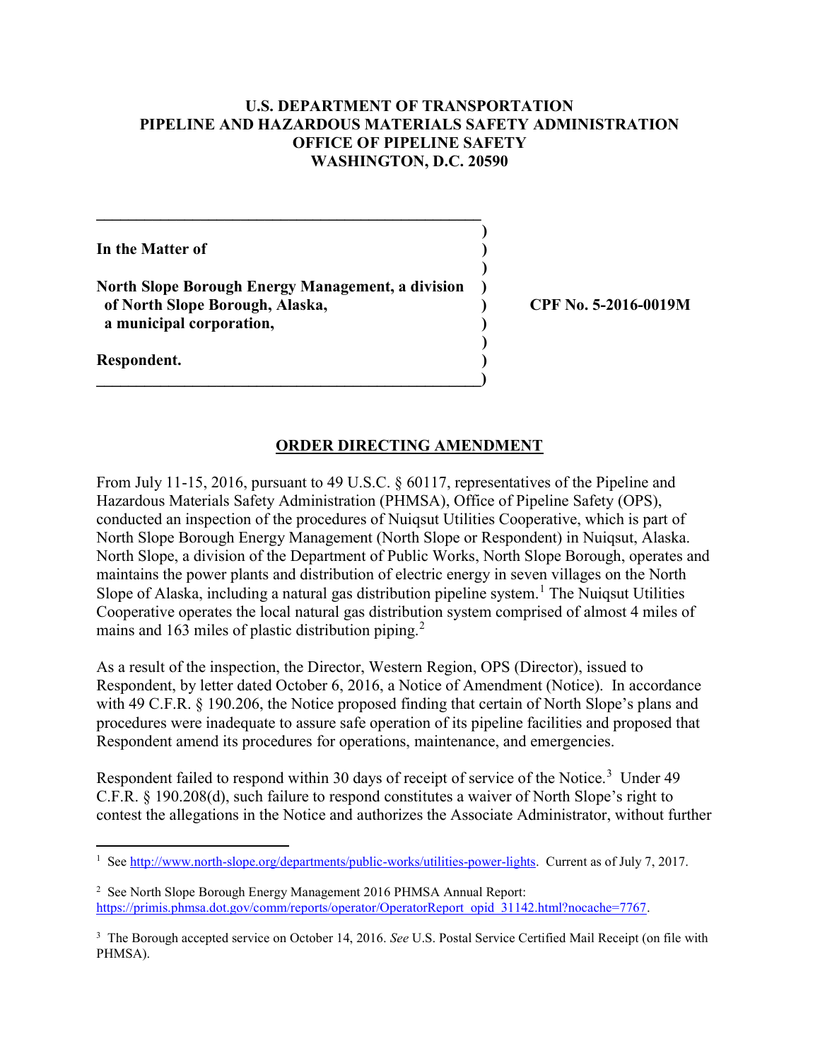**U.S. DEPARTMENT OF TRANSPORTATION**
**PIPELINE AND HAZARDOUS MATERIALS SAFETY ADMINISTRATION**
**OFFICE OF PIPELINE SAFETY**
**WASHINGTON, D.C. 20590**

**In the Matter of**

**North Slope Borough Energy Management, a division of North Slope Borough, Alaska, a municipal corporation,**

**Respondent.**

**CPF No. 5-2016-0019M**

## ORDER DIRECTING AMENDMENT

From July 11-15, 2016, pursuant to 49 U.S.C. § 60117, representatives of the Pipeline and Hazardous Materials Safety Administration (PHMSA), Office of Pipeline Safety (OPS), conducted an inspection of the procedures of Nuiqsut Utilities Cooperative, which is part of North Slope Borough Energy Management (North Slope or Respondent) in Nuiqsut, Alaska. North Slope, a division of the Department of Public Works, North Slope Borough, operates and maintains the power plants and distribution of electric energy in seven villages on the North Slope of Alaska, including a natural gas distribution pipeline system.[1] The Nuiqsut Utilities Cooperative operates the local natural gas distribution system comprised of almost 4 miles of mains and 163 miles of plastic distribution piping.[2]

As a result of the inspection, the Director, Western Region, OPS (Director), issued to Respondent, by letter dated October 6, 2016, a Notice of Amendment (Notice). In accordance with 49 C.F.R. § 190.206, the Notice proposed finding that certain of North Slope's plans and procedures were inadequate to assure safe operation of its pipeline facilities and proposed that Respondent amend its procedures for operations, maintenance, and emergencies.

Respondent failed to respond within 30 days of receipt of service of the Notice.[3] Under 49 C.F.R. § 190.208(d), such failure to respond constitutes a waiver of North Slope's right to contest the allegations in the Notice and authorizes the Associate Administrator, without further

---

[1] See http://www.north-slope.org/departments/public-works/utilities-power-lights. Current as of July 7, 2017.

[2] See North Slope Borough Energy Management 2016 PHMSA Annual Report: https://primis.phmsa.dot.gov/comm/reports/operator/OperatorReport_opid_31142.html?nocache=7767.

[3] The Borough accepted service on October 14, 2016. *See* U.S. Postal Service Certified Mail Receipt (on file with PHMSA).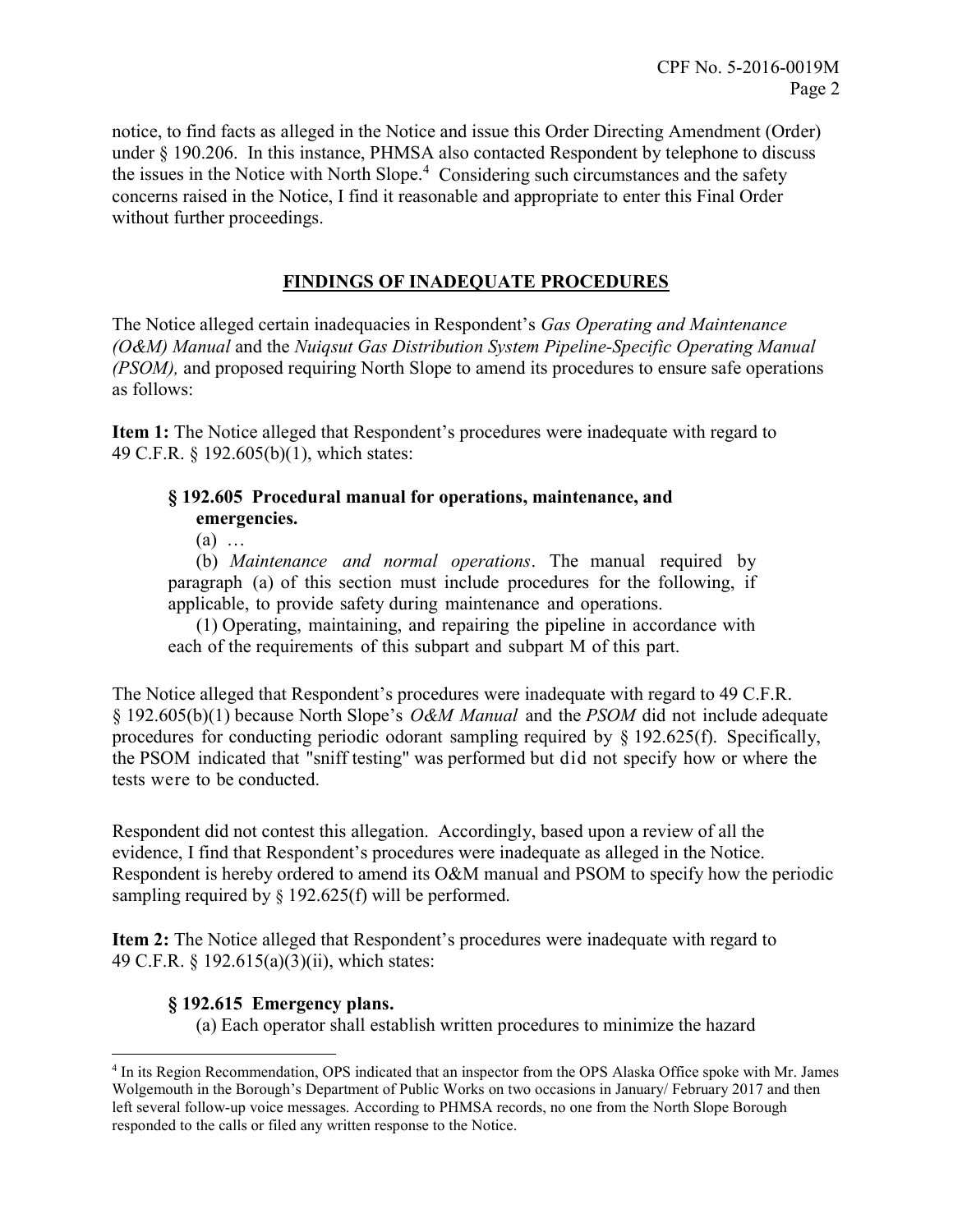notice, to find facts as alleged in the Notice and issue this Order Directing Amendment (Order) under § 190.206. In this instance, PHMSA also contacted Respondent by telephone to discuss the issues in the Notice with North Slope.[4] Considering such circumstances and the safety concerns raised in the Notice, I find it reasonable and appropriate to enter this Final Order without further proceedings.

## FINDINGS OF INADEQUATE PROCEDURES

The Notice alleged certain inadequacies in Respondent's *Gas Operating and Maintenance (O&M) Manual* and the *Nuiqsut Gas Distribution System Pipeline-Specific Operating Manual (PSOM),* and proposed requiring North Slope to amend its procedures to ensure safe operations as follows:

**Item 1:** The Notice alleged that Respondent's procedures were inadequate with regard to 49 C.F.R. § 192.605(b)(1), which states:

> **§ 192.605 Procedural manual for operations, maintenance, and emergencies.**
>
> (a) …
>
> (b) *Maintenance and normal operations*. The manual required by paragraph (a) of this section must include procedures for the following, if applicable, to provide safety during maintenance and operations.
>
> (1) Operating, maintaining, and repairing the pipeline in accordance with each of the requirements of this subpart and subpart M of this part.

The Notice alleged that Respondent's procedures were inadequate with regard to 49 C.F.R. § 192.605(b)(1) because North Slope's *O&M Manual* and the *PSOM* did not include adequate procedures for conducting periodic odorant sampling required by § 192.625(f). Specifically, the PSOM indicated that "sniff testing" was performed but did not specify how or where the tests were to be conducted.

Respondent did not contest this allegation. Accordingly, based upon a review of all the evidence, I find that Respondent's procedures were inadequate as alleged in the Notice. Respondent is hereby ordered to amend its O&M manual and PSOM to specify how the periodic sampling required by § 192.625(f) will be performed.

**Item 2:** The Notice alleged that Respondent's procedures were inadequate with regard to 49 C.F.R. § 192.615(a)(3)(ii), which states:

> **§ 192.615 Emergency plans.**
>
> (a) Each operator shall establish written procedures to minimize the hazard

[4] In its Region Recommendation, OPS indicated that an inspector from the OPS Alaska Office spoke with Mr. James Wolgemouth in the Borough's Department of Public Works on two occasions in January/ February 2017 and then left several follow-up voice messages. According to PHMSA records, no one from the North Slope Borough responded to the calls or filed any written response to the Notice.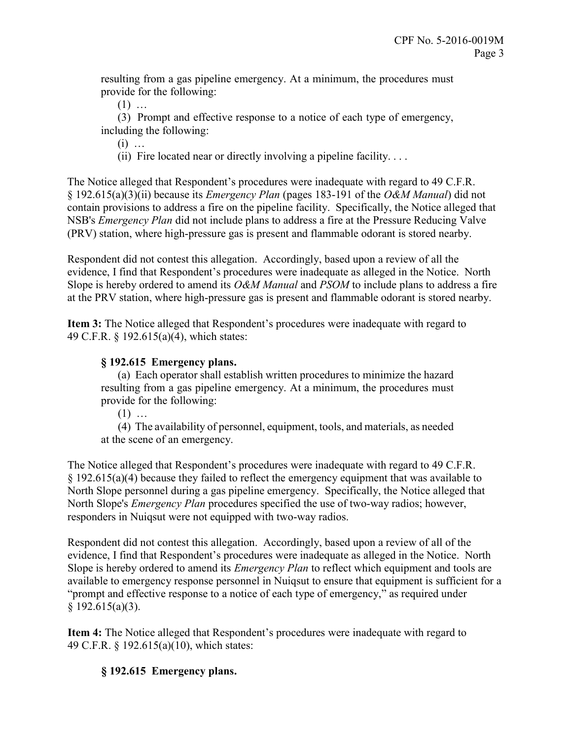resulting from a gas pipeline emergency. At a minimum, the procedures must provide for the following:

(1) …

(3) Prompt and effective response to a notice of each type of emergency, including the following:

(i) …

(ii) Fire located near or directly involving a pipeline facility. . . .

The Notice alleged that Respondent's procedures were inadequate with regard to 49 C.F.R. § 192.615(a)(3)(ii) because its *Emergency Plan* (pages 183-191 of the *O&M Manual*) did not contain provisions to address a fire on the pipeline facility. Specifically, the Notice alleged that NSB's *Emergency Plan* did not include plans to address a fire at the Pressure Reducing Valve (PRV) station, where high-pressure gas is present and flammable odorant is stored nearby.

Respondent did not contest this allegation. Accordingly, based upon a review of all the evidence, I find that Respondent's procedures were inadequate as alleged in the Notice. North Slope is hereby ordered to amend its *O&M Manual* and *PSOM* to include plans to address a fire at the PRV station, where high-pressure gas is present and flammable odorant is stored nearby.

**Item 3:** The Notice alleged that Respondent's procedures were inadequate with regard to 49 C.F.R. § 192.615(a)(4), which states:

**§ 192.615 Emergency plans.**

(a) Each operator shall establish written procedures to minimize the hazard resulting from a gas pipeline emergency. At a minimum, the procedures must provide for the following:

(1) …

(4) The availability of personnel, equipment, tools, and materials, as needed at the scene of an emergency.

The Notice alleged that Respondent's procedures were inadequate with regard to 49 C.F.R. § 192.615(a)(4) because they failed to reflect the emergency equipment that was available to North Slope personnel during a gas pipeline emergency. Specifically, the Notice alleged that North Slope's *Emergency Plan* procedures specified the use of two-way radios; however, responders in Nuiqsut were not equipped with two-way radios.

Respondent did not contest this allegation. Accordingly, based upon a review of all of the evidence, I find that Respondent's procedures were inadequate as alleged in the Notice. North Slope is hereby ordered to amend its *Emergency Plan* to reflect which equipment and tools are available to emergency response personnel in Nuiqsut to ensure that equipment is sufficient for a "prompt and effective response to a notice of each type of emergency," as required under § 192.615(a)(3).

**Item 4:** The Notice alleged that Respondent's procedures were inadequate with regard to 49 C.F.R. § 192.615(a)(10), which states:

**§ 192.615 Emergency plans.**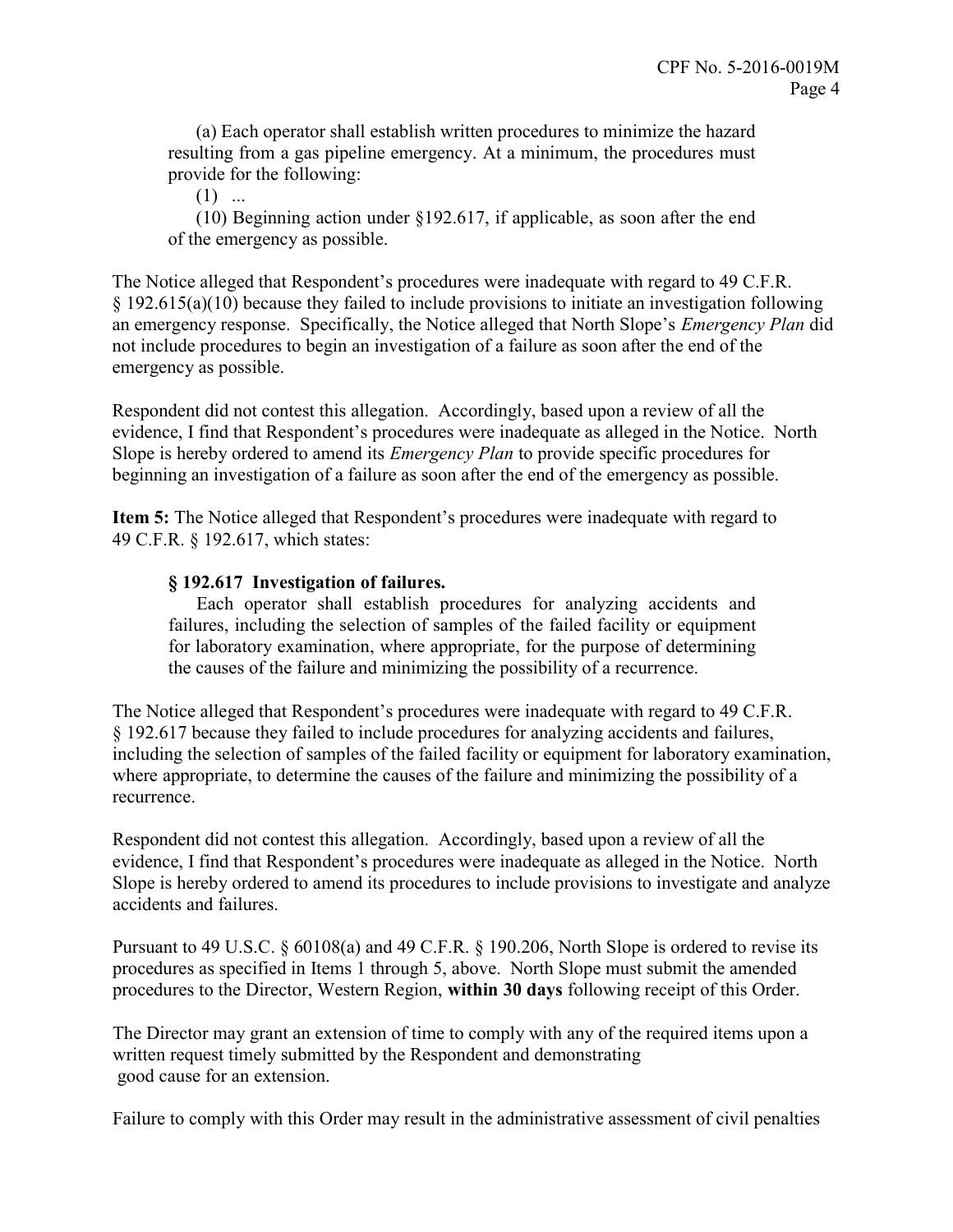(a) Each operator shall establish written procedures to minimize the hazard resulting from a gas pipeline emergency. At a minimum, the procedures must provide for the following:

(1) ...

(10) Beginning action under §192.617, if applicable, as soon after the end of the emergency as possible.

The Notice alleged that Respondent's procedures were inadequate with regard to 49 C.F.R. § 192.615(a)(10) because they failed to include provisions to initiate an investigation following an emergency response. Specifically, the Notice alleged that North Slope's *Emergency Plan* did not include procedures to begin an investigation of a failure as soon after the end of the emergency as possible.

Respondent did not contest this allegation. Accordingly, based upon a review of all the evidence, I find that Respondent's procedures were inadequate as alleged in the Notice. North Slope is hereby ordered to amend its *Emergency Plan* to provide specific procedures for beginning an investigation of a failure as soon after the end of the emergency as possible.

**Item 5:** The Notice alleged that Respondent's procedures were inadequate with regard to 49 C.F.R. § 192.617, which states:

**§ 192.617 Investigation of failures.**

Each operator shall establish procedures for analyzing accidents and failures, including the selection of samples of the failed facility or equipment for laboratory examination, where appropriate, for the purpose of determining the causes of the failure and minimizing the possibility of a recurrence.

The Notice alleged that Respondent's procedures were inadequate with regard to 49 C.F.R. § 192.617 because they failed to include procedures for analyzing accidents and failures, including the selection of samples of the failed facility or equipment for laboratory examination, where appropriate, to determine the causes of the failure and minimizing the possibility of a recurrence.

Respondent did not contest this allegation. Accordingly, based upon a review of all the evidence, I find that Respondent's procedures were inadequate as alleged in the Notice. North Slope is hereby ordered to amend its procedures to include provisions to investigate and analyze accidents and failures.

Pursuant to 49 U.S.C. § 60108(a) and 49 C.F.R. § 190.206, North Slope is ordered to revise its procedures as specified in Items 1 through 5, above. North Slope must submit the amended procedures to the Director, Western Region, **within 30 days** following receipt of this Order.

The Director may grant an extension of time to comply with any of the required items upon a written request timely submitted by the Respondent and demonstrating good cause for an extension.

Failure to comply with this Order may result in the administrative assessment of civil penalties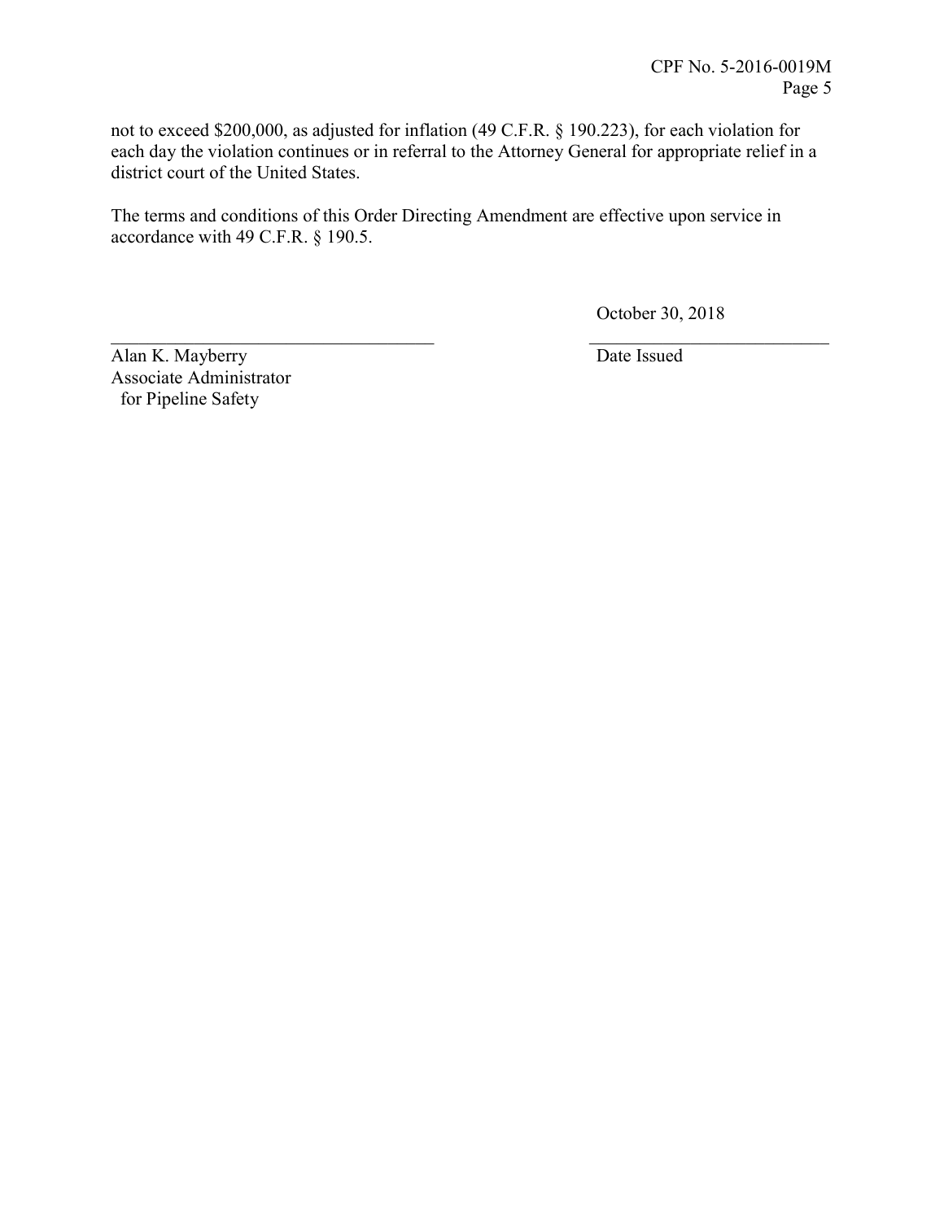not to exceed $200,000, as adjusted for inflation (49 C.F.R. § 190.223), for each violation for each day the violation continues or in referral to the Attorney General for appropriate relief in a district court of the United States.

The terms and conditions of this Order Directing Amendment are effective upon service in accordance with 49 C.F.R. § 190.5.

| | |
|---|---|
| | October 30, 2018 |
| \_\_\_\_\_\_\_\_\_\_\_\_\_\_\_\_\_\_\_\_\_\_\_\_\_\_\_\_\_\_\_\_ | \_\_\_\_\_\_\_\_\_\_\_\_\_\_\_\_\_\_\_\_\_\_\_\_\_\_ |
| Alan K. Mayberry<br>Associate Administrator<br>for Pipeline Safety | Date Issued |